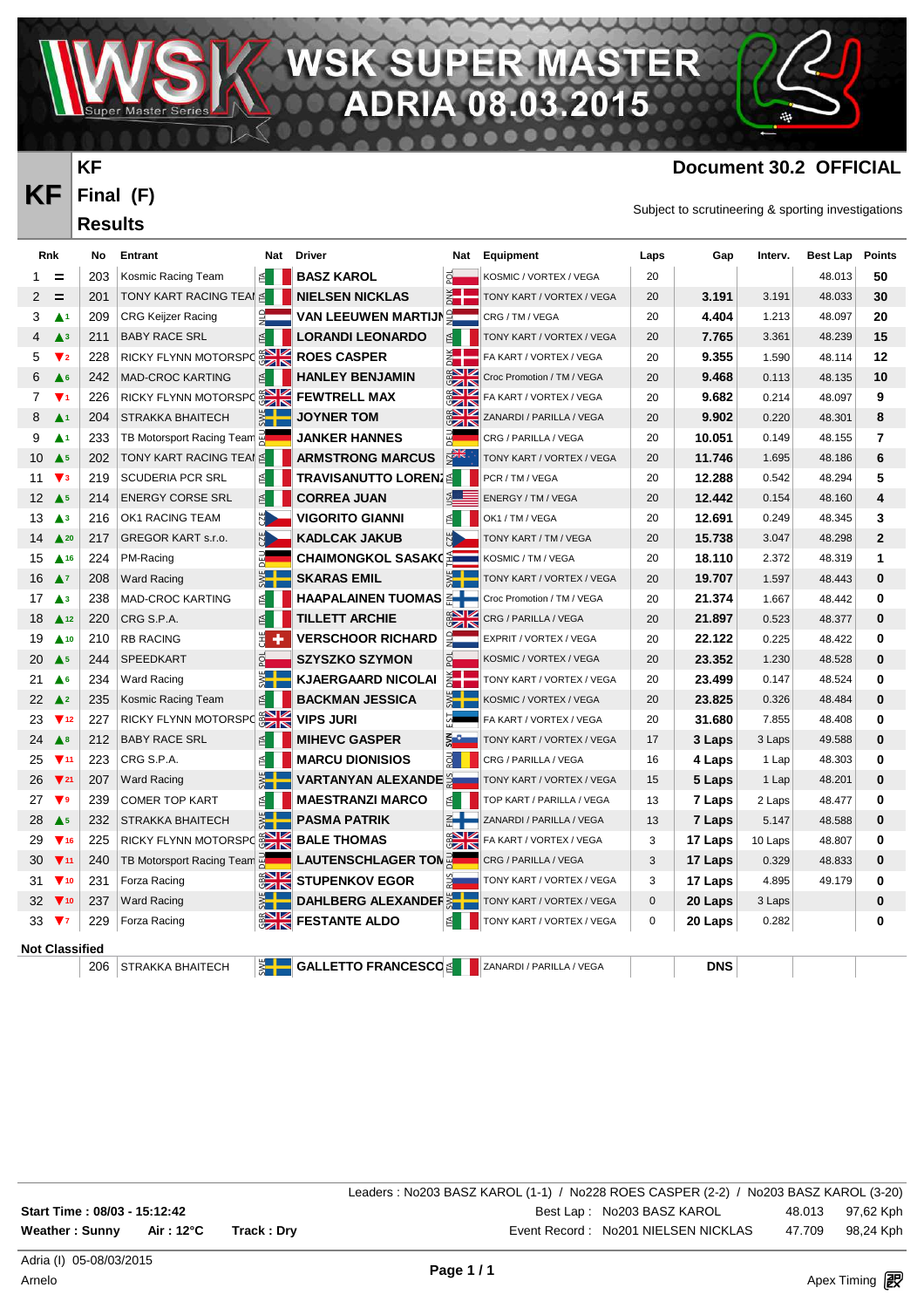# WSK SUPER MASTER ADRIA 08.03.2015

## KF

## Final (F)

## Results

**Document 30.2 OFFICIAL**

Subject to scrutineering & sporting investigations

| Rnk | | No | Entrant | Nat | Driver | Nat | Equipment | Laps | Gap | Interv. | Best Lap | Points |
|---|---|---|---|---|---|---|---|---|---|---|---|---|
| 1 | = | 203 | Kosmic Racing Team | ITA | BASZ KAROL | POL | KOSMIC / VORTEX / VEGA | 20 | | | 48.013 | 50 |
| 2 | = | 201 | TONY KART RACING TEAM | ITA | NIELSEN NICKLAS | DNK | TONY KART / VORTEX / VEGA | 20 | 3.191 | 3.191 | 48.033 | 30 |
| 3 | ▲1 | 209 | CRG Keijzer Racing | NLD | VAN LEEUWEN MARTIJN | NLD | CRG / TM / VEGA | 20 | 4.404 | 1.213 | 48.097 | 20 |
| 4 | ▲3 | 211 | BABY RACE SRL | ITA | LORANDI LEONARDO | ITA | TONY KART / VORTEX / VEGA | 20 | 7.765 | 3.361 | 48.239 | 15 |
| 5 | ▼2 | 228 | RICKY FLYNN MOTORSPORT | GBR | ROES CASPER | DNK | FA KART / VORTEX / VEGA | 20 | 9.355 | 1.590 | 48.114 | 12 |
| 6 | ▲6 | 242 | MAD-CROC KARTING | ITA | HANLEY BENJAMIN | GBR | Croc Promotion / TM / VEGA | 20 | 9.468 | 0.113 | 48.135 | 10 |
| 7 | ▼1 | 226 | RICKY FLYNN MOTORSPORT | GBR | FEWTRELL MAX | GBR | FA KART / VORTEX / VEGA | 20 | 9.682 | 0.214 | 48.097 | 9 |
| 8 | ▲1 | 204 | STRAKKA BHAITECH | GBR | JOYNER TOM | GBR | ZANARDI / PARILLA / VEGA | 20 | 9.902 | 0.220 | 48.301 | 8 |
| 9 | ▲1 | 233 | TB Motorsport Racing Team | DEU | JANKER HANNES | DEU | CRG / PARILLA / VEGA | 20 | 10.051 | 0.149 | 48.155 | 7 |
| 10 | ▲5 | 202 | TONY KART RACING TEAM | ITA | ARMSTRONG MARCUS | NZL | TONY KART / VORTEX / VEGA | 20 | 11.746 | 1.695 | 48.186 | 6 |
| 11 | ▼3 | 219 | SCUDERIA PCR SRL | ITA | TRAVISANUTTO LORENZO | ITA | PCR / TM / VEGA | 20 | 12.288 | 0.542 | 48.294 | 5 |
| 12 | ▲5 | 214 | ENERGY CORSE SRL | ITA | CORREA JUAN | USA | ENERGY / TM / VEGA | 20 | 12.442 | 0.154 | 48.160 | 4 |
| 13 | ▲3 | 216 | OK1 RACING TEAM | CZE | VIGORITO GIANNI | ITA | OK1 / TM / VEGA | 20 | 12.691 | 0.249 | 48.345 | 3 |
| 14 | ▲20 | 217 | GREGOR KART s.r.o. | CZE | KADLCAK JAKUB | CZE | TONY KART / TM / VEGA | 20 | 15.738 | 3.047 | 48.298 | 2 |
| 15 | ▲16 | 224 | PM-Racing | DEU | CHAIMONGKOL SASAKORN | THA | KOSMIC / TM / VEGA | 20 | 18.110 | 2.372 | 48.319 | 1 |
| 16 | ▲7 | 208 | Ward Racing | SWE | SKARAS EMIL | SWE | TONY KART / VORTEX / VEGA | 20 | 19.707 | 1.597 | 48.443 | 0 |
| 17 | ▲3 | 238 | MAD-CROC KARTING | ITA | HAAPALAINEN TUOMAS | FIN | Croc Promotion / TM / VEGA | 20 | 21.374 | 1.667 | 48.442 | 0 |
| 18 | ▲12 | 220 | CRG S.P.A. | ITA | TILLETT ARCHIE | GBR | CRG / PARILLA / VEGA | 20 | 21.897 | 0.523 | 48.377 | 0 |
| 19 | ▲10 | 210 | RB RACING | CHE | VERSCHOOR RICHARD | NLD | EXPRIT / VORTEX / VEGA | 20 | 22.122 | 0.225 | 48.422 | 0 |
| 20 | ▲5 | 244 | SPEEDKART | POL | SZYSZKO SZYMON | POL | KOSMIC / VORTEX / VEGA | 20 | 23.352 | 1.230 | 48.528 | 0 |
| 21 | ▲6 | 234 | Ward Racing | SWE | KJAERGAARD NICOLAI | DNK | TONY KART / VORTEX / VEGA | 20 | 23.499 | 0.147 | 48.524 | 0 |
| 22 | ▲2 | 235 | Kosmic Racing Team | ITA | BACKMAN JESSICA | SWE | KOSMIC / VORTEX / VEGA | 20 | 23.825 | 0.326 | 48.484 | 0 |
| 23 | ▼12 | 227 | RICKY FLYNN MOTORSPORT | GBR | VIPS JURI | EST | FA KART / VORTEX / VEGA | 20 | 31.680 | 7.855 | 48.408 | 0 |
| 24 | ▲8 | 212 | BABY RACE SRL | ITA | MIHEVC GASPER | SVN | TONY KART / VORTEX / VEGA | 17 | 3 Laps | 3 Laps | 49.588 | 0 |
| 25 | ▼11 | 223 | CRG S.P.A. | ITA | MARCU DIONISIOS | ROU | CRG / PARILLA / VEGA | 16 | 4 Laps | 1 Lap | 48.303 | 0 |
| 26 | ▼21 | 207 | Ward Racing | SWE | VARTANYAN ALEXANDER | RUS | TONY KART / VORTEX / VEGA | 15 | 5 Laps | 1 Lap | 48.201 | 0 |
| 27 | ▼9 | 239 | COMER TOP KART | ITA | MAESTRANZI MARCO | ITA | TOP KART / PARILLA / VEGA | 13 | 7 Laps | 2 Laps | 48.477 | 0 |
| 28 | ▲5 | 232 | STRAKKA BHAITECH | SWE | PASMA PATRIK | FIN | ZANARDI / PARILLA / VEGA | 13 | 7 Laps | 5.147 | 48.588 | 0 |
| 29 | ▼16 | 225 | RICKY FLYNN MOTORSPORT | GBR | BALE THOMAS | GBR | FA KART / VORTEX / VEGA | 3 | 17 Laps | 10 Laps | 48.807 | 0 |
| 30 | ▼11 | 240 | TB Motorsport Racing Team | DEU | LAUTENSCHLAGER TOM | DEU | CRG / PARILLA / VEGA | 3 | 17 Laps | 0.329 | 48.833 | 0 |
| 31 | ▼10 | 231 | Forza Racing | GBR | STUPENKOV EGOR | RUS | TONY KART / VORTEX / VEGA | 3 | 17 Laps | 4.895 | 49.179 | 0 |
| 32 | ▼10 | 237 | Ward Racing | SWE | DAHLBERG ALEXANDER | SWE | TONY KART / VORTEX / VEGA | 0 | 20 Laps | 3 Laps | | 0 |
| 33 | ▼7 | 229 | Forza Racing | GBR | FESTANTE ALDO | ITA | TONY KART / VORTEX / VEGA | 0 | 20 Laps | 0.282 | | 0 |

**Not Classified**

| Rnk | | No | Entrant | Nat | Driver | Nat | Equipment | Laps | Gap | Interv. | Best Lap | Points |
|---|---|---|---|---|---|---|---|---|---|---|---|---|
| | | 206 | STRAKKA BHAITECH | SWE | GALLETTO FRANCESCO | ITA | ZANARDI / PARILLA / VEGA | | DNS | | | |

Leaders : No203 BASZ KAROL (1-1) / No228 ROES CASPER (2-2) / No203 BASZ KAROL (3-20)

**Start Time : 08/03 - 15:12:42**

**Weather : Sunny** **Air : 12°C** **Track : Dry**

Best Lap : No203 BASZ KAROL 48.013 97,62 Kph

Event Record : No201 NIELSEN NICKLAS 47.709 98,24 Kph

Adria (I) 05-08/03/2015

Arnelo

Apex Timing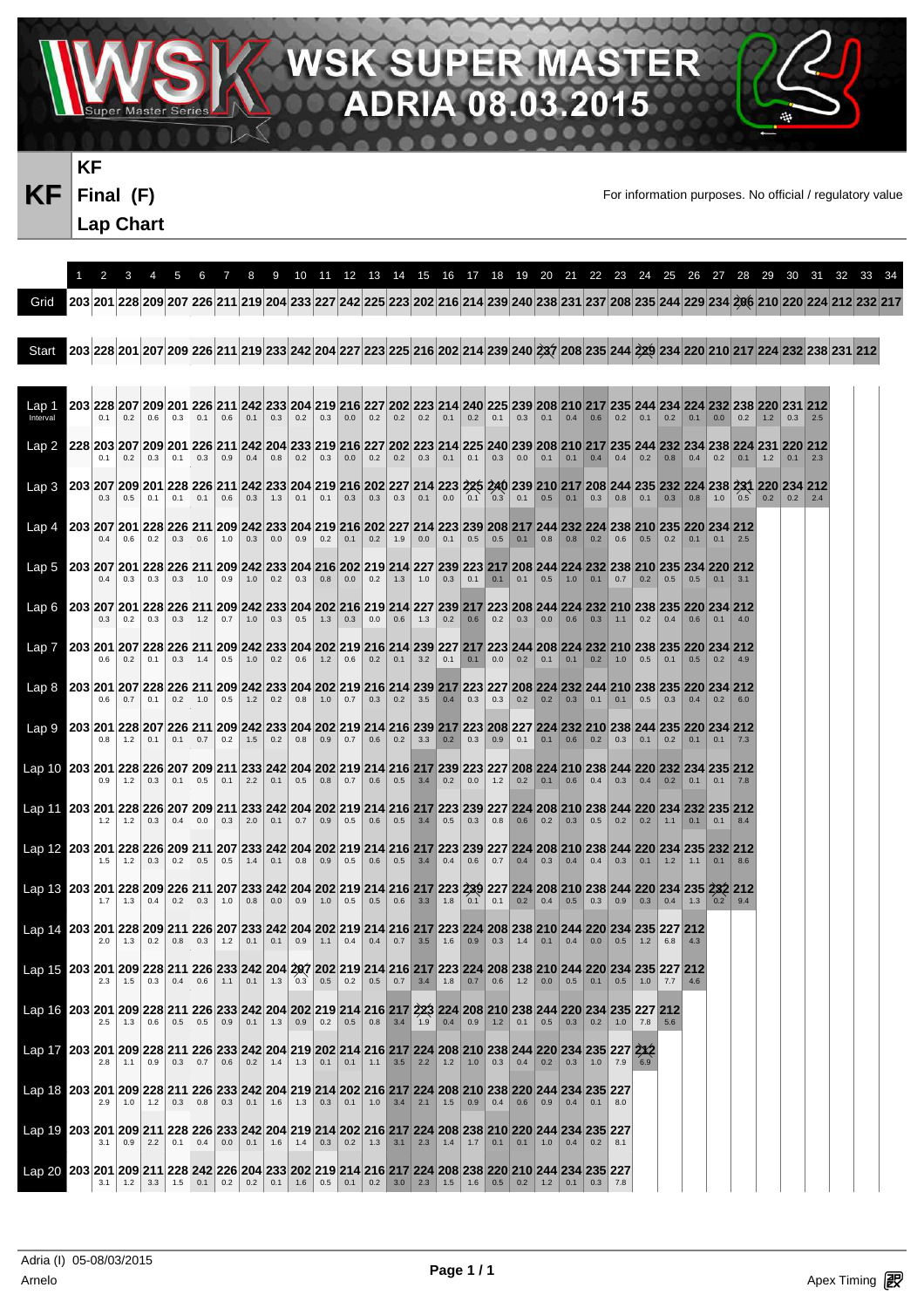# WSK SUPER MASTER ADRIA 08.03.2015

## KF

**KF Final (F)**

**Lap Chart**

For information purposes. No official / regulatory value

| | 1 | 2 | 3 | 4 | 5 | 6 | 7 | 8 | 9 | 10 | 11 | 12 | 13 | 14 | 15 | 16 | 17 | 18 | 19 | 20 | 21 | 22 | 23 | 24 | 25 | 26 | 27 | 28 | 29 | 30 | 31 | 32 | 33 | 34 |
|---|---|---|---|---|---|---|---|---|---|---|---|---|---|---|---|---|---|---|---|---|---|---|---|---|---|---|---|---|---|---|---|---|---|---|
| Grid | 203 | 201 | 228 | 209 | 207 | 226 | 211 | 219 | 204 | 233 | 227 | 242 | 225 | 223 | 202 | 216 | 214 | 239 | 240 | 238 | 231 | 237 | 208 | 235 | 244 | 229 | 234 | 206 | 210 | 220 | 224 | 212 | 232 | 217 |
| Start | 203 | 228 | 201 | 207 | 209 | 226 | 211 | 219 | 233 | 242 | 204 | 227 | 223 | 225 | 216 | 202 | 214 | 239 | 240 | 237 | 208 | 235 | 244 | 229 | 234 | 220 | 210 | 217 | 224 | 232 | 238 | 231 | 212 | |
| Lap 1 | 203 | 228 | 207 | 209 | 201 | 226 | 211 | 242 | 233 | 204 | 219 | 216 | 227 | 202 | 223 | 214 | 240 | 225 | 239 | 208 | 210 | 217 | 235 | 244 | 234 | 224 | 232 | 238 | 220 | 231 | 212 | | | |
| Interval | | 0.1 | 0.2 | 0.6 | 0.3 | 0.1 | 0.6 | 0.1 | 0.3 | 0.2 | 0.3 | 0.0 | 0.2 | 0.2 | 0.2 | 0.1 | 0.2 | 0.1 | 0.3 | 0.1 | 0.4 | 0.6 | 0.2 | 0.1 | 0.2 | 0.1 | 0.0 | 0.2 | 1.2 | 0.3 | 2.5 | | | |
| Lap 2 | 228 | 203 | 207 | 209 | 201 | 226 | 211 | 242 | 204 | 233 | 219 | 216 | 227 | 202 | 223 | 214 | 225 | 240 | 239 | 208 | 210 | 217 | 235 | 244 | 232 | 234 | 238 | 224 | 231 | 220 | 212 | | | |
| | | 0.1 | 0.2 | 0.3 | 0.1 | 0.3 | 0.9 | 0.4 | 0.8 | 0.2 | 0.3 | 0.0 | 0.2 | 0.2 | 0.3 | 0.1 | 0.1 | 0.3 | 0.0 | 0.1 | 0.1 | 0.4 | 0.4 | 0.2 | 0.8 | 0.4 | 0.2 | 0.1 | 1.2 | 0.1 | 2.3 | | | |
| Lap 3 | 203 | 207 | 209 | 201 | 228 | 226 | 211 | 242 | 233 | 204 | 219 | 216 | 202 | 227 | 214 | 223 | 225 | 240 | 239 | 210 | 217 | 208 | 244 | 235 | 232 | 224 | 238 | 231 | 220 | 234 | 212 | | | |
| | | 0.3 | 0.5 | 0.1 | 0.1 | 0.1 | 0.6 | 0.3 | 1.3 | 0.1 | 0.1 | 0.3 | 0.3 | 0.3 | 0.1 | 0.0 | 0.1 | 0.3 | 0.1 | 0.5 | 0.1 | 0.3 | 0.8 | 0.1 | 0.3 | 0.8 | 1.0 | 0.5 | 0.2 | 0.2 | 2.4 | | | |
| Lap 4 | 203 | 207 | 201 | 228 | 226 | 211 | 209 | 242 | 233 | 204 | 219 | 216 | 202 | 227 | 214 | 223 | 239 | 208 | 217 | 244 | 232 | 224 | 238 | 210 | 235 | 220 | 234 | 212 | | | | | | |
| | | 0.4 | 0.6 | 0.2 | 0.3 | 0.6 | 1.0 | 0.3 | 0.0 | 0.9 | 0.2 | 0.1 | 0.2 | 1.9 | 0.0 | 0.1 | 0.5 | 0.5 | 0.1 | 0.8 | 0.8 | 0.2 | 0.6 | 0.5 | 0.2 | 0.1 | 0.1 | 2.5 | | | | | | |
| Lap 5 | 203 | 207 | 201 | 228 | 226 | 211 | 209 | 242 | 233 | 204 | 216 | 202 | 219 | 214 | 227 | 239 | 223 | 217 | 208 | 244 | 224 | 232 | 238 | 210 | 235 | 234 | 220 | 212 | | | | | | |
| | | 0.4 | 0.3 | 0.3 | 0.3 | 1.0 | 0.9 | 1.0 | 0.2 | 0.3 | 0.8 | 0.0 | 0.2 | 1.3 | 1.0 | 0.3 | 0.1 | 0.1 | 0.1 | 0.5 | 1.0 | 0.1 | 0.7 | 0.2 | 0.5 | 0.5 | 0.1 | 3.1 | | | | | | |
| Lap 6 | 203 | 207 | 201 | 228 | 226 | 211 | 209 | 242 | 233 | 204 | 202 | 216 | 219 | 214 | 227 | 239 | 217 | 223 | 208 | 244 | 224 | 232 | 210 | 238 | 235 | 220 | 234 | 212 | | | | | | |
| | | 0.3 | 0.2 | 0.3 | 0.3 | 1.2 | 0.7 | 1.0 | 0.3 | 0.5 | 1.3 | 0.3 | 0.0 | 0.6 | 1.3 | 0.2 | 0.6 | 0.2 | 0.3 | 0.0 | 0.6 | 0.3 | 1.1 | 0.2 | 0.4 | 0.6 | 0.1 | 4.0 | | | | | | |
| Lap 7 | 203 | 201 | 207 | 228 | 226 | 211 | 209 | 242 | 233 | 204 | 202 | 219 | 216 | 214 | 239 | 227 | 217 | 223 | 244 | 208 | 224 | 232 | 210 | 238 | 235 | 220 | 234 | 212 | | | | | | |
| | | 0.6 | 0.2 | 0.1 | 0.3 | 1.4 | 0.5 | 1.0 | 0.2 | 0.6 | 1.2 | 0.6 | 0.2 | 0.1 | 3.2 | 0.1 | 0.1 | 0.0 | 0.2 | 0.1 | 0.1 | 0.2 | 1.0 | 0.5 | 0.1 | 0.5 | 0.2 | 4.9 | | | | | | |
| Lap 8 | 203 | 201 | 207 | 228 | 226 | 211 | 209 | 242 | 233 | 204 | 202 | 219 | 216 | 214 | 239 | 217 | 223 | 227 | 208 | 224 | 232 | 244 | 210 | 238 | 235 | 220 | 234 | 212 | | | | | | |
| | | 0.6 | 0.7 | 0.1 | 0.2 | 1.0 | 0.5 | 1.2 | 0.2 | 0.8 | 1.0 | 0.7 | 0.3 | 0.2 | 3.5 | 0.4 | 0.3 | 0.3 | 0.2 | 0.2 | 0.3 | 0.1 | 0.1 | 0.5 | 0.3 | 0.4 | 0.2 | 6.0 | | | | | | |
| Lap 9 | 203 | 201 | 228 | 207 | 226 | 211 | 209 | 242 | 233 | 204 | 202 | 219 | 214 | 216 | 239 | 217 | 223 | 208 | 227 | 224 | 232 | 210 | 238 | 244 | 235 | 220 | 234 | 212 | | | | | | |
| | | 0.8 | 1.2 | 0.1 | 0.1 | 0.7 | 0.2 | 1.5 | 0.2 | 0.8 | 0.9 | 0.7 | 0.6 | 0.2 | 3.3 | 0.2 | 0.3 | 0.9 | 0.1 | 0.1 | 0.6 | 0.2 | 0.3 | 0.1 | 0.2 | 0.1 | 0.1 | 7.3 | | | | | | |
| Lap 10 | 203 | 201 | 228 | 226 | 207 | 209 | 211 | 233 | 242 | 204 | 202 | 219 | 214 | 216 | 217 | 239 | 223 | 227 | 208 | 224 | 210 | 238 | 244 | 220 | 232 | 234 | 235 | 212 | | | | | | |
| | | 0.9 | 1.2 | 0.3 | 0.1 | 0.5 | 0.1 | 2.2 | 0.1 | 0.5 | 0.8 | 0.7 | 0.6 | 0.5 | 3.4 | 0.2 | 0.0 | 1.2 | 0.2 | 0.1 | 0.6 | 0.4 | 0.3 | 0.4 | 0.2 | 0.1 | 0.1 | 7.8 | | | | | | |
| Lap 11 | 203 | 201 | 228 | 226 | 207 | 209 | 211 | 233 | 242 | 204 | 202 | 219 | 214 | 216 | 217 | 223 | 239 | 227 | 208 | 224 | 210 | 238 | 244 | 220 | 234 | 232 | 235 | 212 | | | | | | |
| | | 1.2 | 1.2 | 0.3 | 0.4 | 0.0 | 0.3 | 2.0 | 0.1 | 0.7 | 0.9 | 0.5 | 0.6 | 0.5 | 3.4 | 0.5 | 0.3 | 0.8 | 0.6 | 0.2 | 0.3 | 0.5 | 0.2 | 0.2 | 1.1 | 0.1 | 0.1 | 8.4 | | | | | | |
| Lap 12 | 203 | 201 | 228 | 226 | 209 | 211 | 207 | 233 | 242 | 204 | 202 | 219 | 214 | 216 | 217 | 223 | 239 | 227 | 224 | 208 | 210 | 238 | 244 | 220 | 234 | 235 | 232 | 212 | | | | | | |
| | | 1.5 | 1.2 | 0.3 | 0.2 | 0.5 | 0.5 | 1.4 | 0.1 | 0.8 | 0.9 | 0.5 | 0.6 | 0.5 | 3.4 | 0.4 | 0.6 | 0.7 | 0.4 | 0.3 | 0.4 | 0.4 | 0.3 | 0.1 | 1.2 | 1.1 | 0.1 | 8.6 | | | | | | |
| Lap 13 | 203 | 201 | 228 | 209 | 226 | 211 | 207 | 233 | 242 | 204 | 202 | 219 | 214 | 216 | 217 | 223 | 239 | 227 | 224 | 208 | 210 | 238 | 244 | 220 | 234 | 235 | 232 | 212 | | | | | | |
| | | 1.7 | 1.3 | 0.4 | 0.2 | 0.3 | 1.0 | 0.8 | 0.0 | 0.9 | 1.0 | 0.5 | 0.5 | 0.6 | 3.3 | 1.8 | 0.1 | 0.1 | 0.2 | 0.4 | 0.5 | 0.3 | 0.9 | 0.3 | 0.4 | 1.3 | 0.2 | 9.4 | | | | | | |
| Lap 14 | 203 | 201 | 228 | 209 | 211 | 226 | 207 | 233 | 242 | 204 | 202 | 219 | 214 | 216 | 217 | 223 | 224 | 208 | 238 | 210 | 244 | 220 | 234 | 235 | 227 | 212 | | | | | | | | |
| | | 2.0 | 1.3 | 0.2 | 0.8 | 0.3 | 1.2 | 0.1 | 0.1 | 0.9 | 1.1 | 0.4 | 0.4 | 0.7 | 3.5 | 1.6 | 0.9 | 0.3 | 1.4 | 0.1 | 0.4 | 0.0 | 0.5 | 1.2 | 6.8 | 4.3 | | | | | | | | |
| Lap 15 | 203 | 201 | 209 | 228 | 211 | 226 | 233 | 242 | 204 | 207 | 202 | 219 | 214 | 216 | 217 | 223 | 224 | 208 | 238 | 210 | 244 | 220 | 234 | 235 | 227 | 212 | | | | | | | | |
| | | 2.3 | 1.5 | 0.3 | 0.4 | 0.6 | 1.1 | 0.1 | 1.3 | 0.3 | 0.5 | 0.2 | 0.5 | 0.7 | 3.4 | 1.8 | 0.7 | 0.6 | 1.2 | 0.0 | 0.5 | 0.1 | 0.5 | 1.0 | 7.7 | 4.6 | | | | | | | | |
| Lap 16 | 203 | 201 | 209 | 228 | 211 | 226 | 233 | 242 | 204 | 219 | 202 | 214 | 216 | 217 | 223 | 224 | 208 | 210 | 238 | 244 | 220 | 234 | 235 | 227 | 212 | | | | | | | | | |
| | | 2.5 | 1.3 | 0.6 | 0.5 | 0.5 | 0.9 | 0.1 | 1.3 | 0.9 | 0.2 | 0.5 | 0.8 | 3.4 | 1.9 | 0.4 | 0.9 | 1.2 | 0.1 | 0.5 | 0.3 | 0.2 | 1.0 | 7.8 | 5.6 | | | | | | | | | |
| Lap 17 | 203 | 201 | 209 | 228 | 211 | 226 | 233 | 242 | 204 | 219 | 202 | 214 | 216 | 217 | 224 | 208 | 210 | 238 | 244 | 220 | 234 | 235 | 227 | 212 | | | | | | | | | | |
| | | 2.8 | 1.1 | 0.9 | 0.3 | 0.7 | 0.6 | 0.2 | 1.4 | 1.3 | 0.1 | 0.1 | 1.1 | 3.5 | 2.2 | 1.2 | 1.0 | 0.3 | 0.4 | 0.2 | 0.3 | 1.0 | 7.9 | 6.9 | | | | | | | | | | |
| Lap 18 | 203 | 201 | 209 | 228 | 211 | 226 | 233 | 242 | 204 | 219 | 214 | 202 | 216 | 217 | 224 | 208 | 210 | 238 | 220 | 244 | 234 | 235 | 227 | | | | | | | | | | | |
| | | 2.9 | 1.0 | 1.2 | 0.3 | 0.8 | 0.3 | 0.1 | 1.6 | 1.3 | 0.3 | 0.1 | 1.0 | 3.4 | 2.1 | 1.5 | 0.9 | 0.4 | 0.6 | 0.9 | 0.4 | 0.1 | 8.0 | | | | | | | | | | | |
| Lap 19 | 203 | 201 | 209 | 211 | 228 | 226 | 233 | 242 | 204 | 219 | 214 | 202 | 216 | 217 | 224 | 208 | 238 | 210 | 220 | 244 | 234 | 235 | 227 | | | | | | | | | | | |
| | | 3.1 | 0.9 | 2.2 | 0.1 | 0.4 | 0.0 | 0.1 | 1.6 | 1.4 | 0.3 | 0.2 | 1.3 | 3.1 | 2.3 | 1.4 | 1.7 | 0.1 | 0.1 | 1.0 | 0.4 | 0.2 | 8.1 | | | | | | | | | | | |
| Lap 20 | 203 | 201 | 209 | 211 | 228 | 242 | 226 | 204 | 233 | 202 | 219 | 214 | 216 | 217 | 224 | 208 | 238 | 220 | 210 | 244 | 234 | 235 | 227 | | | | | | | | | | | |
| | | 3.1 | 1.2 | 3.3 | 1.5 | 0.1 | 0.2 | 0.2 | 0.1 | 1.6 | 0.5 | 0.1 | 0.2 | 3.0 | 2.3 | 1.5 | 1.6 | 0.5 | 0.2 | 1.2 | 0.1 | 0.3 | 7.8 | | | | | | | | | | | |

Adria (I) 05-08/03/2015

Arnelo

Apex Timing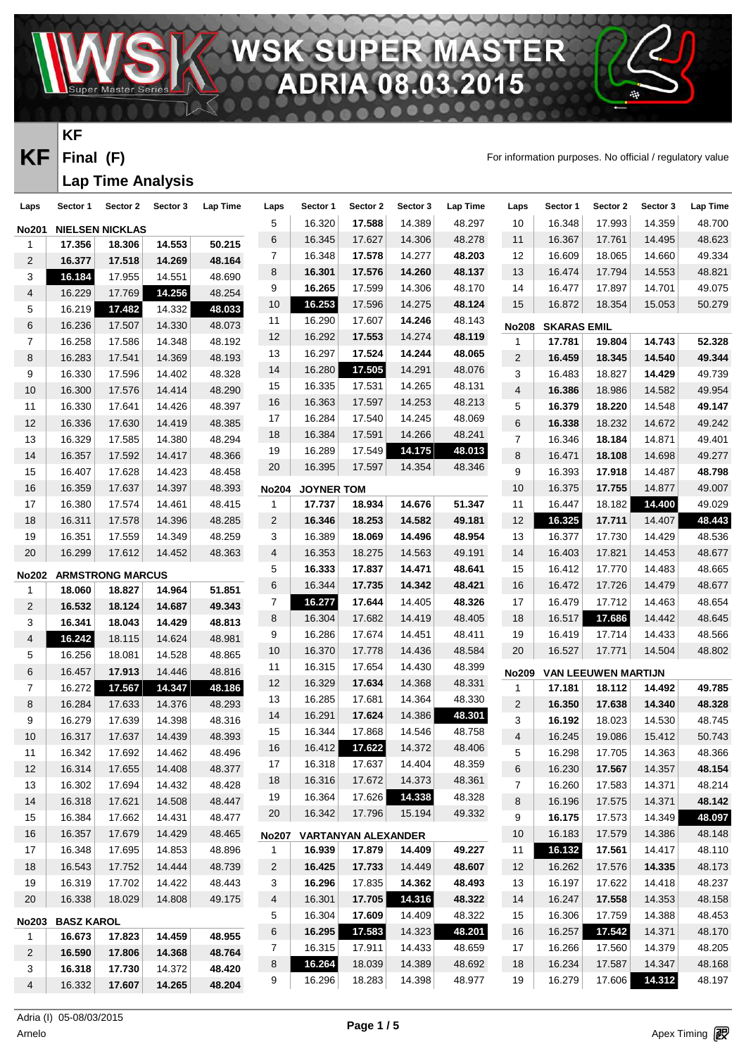# WSK SUPER MASTER ADRIA 08.03.2015

## KF

**Final (F)**

**Lap Time Analysis**

For information purposes. No official / regulatory value

### No201 NIELSEN NICKLAS

| Laps | Sector 1 | Sector 2 | Sector 3 | Lap Time |
|---|---|---|---|---|
| 1 | 17.356 | 18.306 | 14.553 | 50.215 |
| 2 | 16.377 | 17.518 | 14.269 | 48.164 |
| 3 | 16.184 | 17.955 | 14.551 | 48.690 |
| 4 | 16.229 | 17.769 | 14.256 | 48.254 |
| 5 | 16.219 | 17.482 | 14.332 | 48.033 |
| 6 | 16.236 | 17.507 | 14.330 | 48.073 |
| 7 | 16.258 | 17.586 | 14.348 | 48.192 |
| 8 | 16.283 | 17.541 | 14.369 | 48.193 |
| 9 | 16.330 | 17.596 | 14.402 | 48.328 |
| 10 | 16.300 | 17.576 | 14.414 | 48.290 |
| 11 | 16.330 | 17.641 | 14.426 | 48.397 |
| 12 | 16.336 | 17.630 | 14.419 | 48.385 |
| 13 | 16.329 | 17.585 | 14.380 | 48.294 |
| 14 | 16.357 | 17.592 | 14.417 | 48.366 |
| 15 | 16.407 | 17.628 | 14.423 | 48.458 |
| 16 | 16.359 | 17.637 | 14.397 | 48.393 |
| 17 | 16.380 | 17.574 | 14.461 | 48.415 |
| 18 | 16.311 | 17.578 | 14.396 | 48.285 |
| 19 | 16.351 | 17.559 | 14.349 | 48.259 |
| 20 | 16.299 | 17.612 | 14.452 | 48.363 |

### No202 ARMSTRONG MARCUS

| Laps | Sector 1 | Sector 2 | Sector 3 | Lap Time |
|---|---|---|---|---|
| 1 | 18.060 | 18.827 | 14.964 | 51.851 |
| 2 | 16.532 | 18.124 | 14.687 | 49.343 |
| 3 | 16.341 | 18.043 | 14.429 | 48.813 |
| 4 | 16.242 | 18.115 | 14.624 | 48.981 |
| 5 | 16.256 | 18.081 | 14.528 | 48.865 |
| 6 | 16.457 | 17.913 | 14.446 | 48.816 |
| 7 | 16.272 | 17.567 | 14.347 | 48.186 |
| 8 | 16.284 | 17.633 | 14.376 | 48.293 |
| 9 | 16.279 | 17.639 | 14.398 | 48.316 |
| 10 | 16.317 | 17.637 | 14.439 | 48.393 |
| 11 | 16.342 | 17.692 | 14.462 | 48.496 |
| 12 | 16.314 | 17.655 | 14.408 | 48.377 |
| 13 | 16.302 | 17.694 | 14.432 | 48.428 |
| 14 | 16.318 | 17.621 | 14.508 | 48.447 |
| 15 | 16.384 | 17.662 | 14.431 | 48.477 |
| 16 | 16.357 | 17.679 | 14.429 | 48.465 |
| 17 | 16.348 | 17.695 | 14.853 | 48.896 |
| 18 | 16.543 | 17.752 | 14.444 | 48.739 |
| 19 | 16.319 | 17.702 | 14.422 | 48.443 |
| 20 | 16.338 | 18.029 | 14.808 | 49.175 |

### No203 BASZ KAROL

| Laps | Sector 1 | Sector 2 | Sector 3 | Lap Time |
|---|---|---|---|---|
| 1 | 16.673 | 17.823 | 14.459 | 48.955 |
| 2 | 16.590 | 17.806 | 14.368 | 48.764 |
| 3 | 16.318 | 17.730 | 14.372 | 48.420 |
| 4 | 16.332 | 17.607 | 14.265 | 48.204 |
| 5 | 16.320 | 17.588 | 14.389 | 48.297 |
| 6 | 16.345 | 17.627 | 14.306 | 48.278 |
| 7 | 16.348 | 17.578 | 14.277 | 48.203 |
| 8 | 16.301 | 17.576 | 14.260 | 48.137 |
| 9 | 16.265 | 17.599 | 14.306 | 48.170 |
| 10 | 16.253 | 17.596 | 14.275 | 48.124 |
| 11 | 16.290 | 17.607 | 14.246 | 48.143 |
| 12 | 16.292 | 17.553 | 14.274 | 48.119 |
| 13 | 16.297 | 17.524 | 14.244 | 48.065 |
| 14 | 16.280 | 17.505 | 14.291 | 48.076 |
| 15 | 16.335 | 17.531 | 14.265 | 48.131 |
| 16 | 16.363 | 17.597 | 14.253 | 48.213 |
| 17 | 16.284 | 17.540 | 14.245 | 48.069 |
| 18 | 16.384 | 17.591 | 14.266 | 48.241 |
| 19 | 16.289 | 17.549 | 14.175 | 48.013 |
| 20 | 16.395 | 17.597 | 14.354 | 48.346 |

### No204 JOYNER TOM

| Laps | Sector 1 | Sector 2 | Sector 3 | Lap Time |
|---|---|---|---|---|
| 1 | 17.737 | 18.934 | 14.676 | 51.347 |
| 2 | 16.346 | 18.253 | 14.582 | 49.181 |
| 3 | 16.389 | 18.069 | 14.496 | 48.954 |
| 4 | 16.353 | 18.275 | 14.563 | 49.191 |
| 5 | 16.333 | 17.837 | 14.471 | 48.641 |
| 6 | 16.344 | 17.735 | 14.342 | 48.421 |
| 7 | 16.277 | 17.644 | 14.405 | 48.326 |
| 8 | 16.304 | 17.682 | 14.419 | 48.405 |
| 9 | 16.286 | 17.674 | 14.451 | 48.411 |
| 10 | 16.370 | 17.778 | 14.436 | 48.584 |
| 11 | 16.315 | 17.654 | 14.430 | 48.399 |
| 12 | 16.329 | 17.634 | 14.368 | 48.331 |
| 13 | 16.285 | 17.681 | 14.364 | 48.330 |
| 14 | 16.291 | 17.624 | 14.386 | 48.301 |
| 15 | 16.344 | 17.868 | 14.546 | 48.758 |
| 16 | 16.412 | 17.622 | 14.372 | 48.406 |
| 17 | 16.318 | 17.637 | 14.404 | 48.359 |
| 18 | 16.316 | 17.672 | 14.373 | 48.361 |
| 19 | 16.364 | 17.626 | 14.338 | 48.328 |
| 20 | 16.342 | 17.796 | 15.194 | 49.332 |

### No207 VARTANYAN ALEXANDER

| Laps | Sector 1 | Sector 2 | Sector 3 | Lap Time |
|---|---|---|---|---|
| 1 | 16.939 | 17.879 | 14.409 | 49.227 |
| 2 | 16.425 | 17.733 | 14.449 | 48.607 |
| 3 | 16.296 | 17.835 | 14.362 | 48.493 |
| 4 | 16.301 | 17.705 | 14.316 | 48.322 |
| 5 | 16.304 | 17.609 | 14.409 | 48.322 |
| 6 | 16.295 | 17.583 | 14.323 | 48.201 |
| 7 | 16.315 | 17.911 | 14.433 | 48.659 |
| 8 | 16.264 | 18.039 | 14.389 | 48.692 |
| 9 | 16.296 | 18.283 | 14.398 | 48.977 |
| 10 | 16.348 | 17.993 | 14.359 | 48.700 |
| 11 | 16.367 | 17.761 | 14.495 | 48.623 |
| 12 | 16.609 | 18.065 | 14.660 | 49.334 |
| 13 | 16.474 | 17.794 | 14.553 | 48.821 |
| 14 | 16.477 | 17.897 | 14.701 | 49.075 |
| 15 | 16.872 | 18.354 | 15.053 | 50.279 |

### No208 SKARAS EMIL

| Laps | Sector 1 | Sector 2 | Sector 3 | Lap Time |
|---|---|---|---|---|
| 1 | 17.781 | 19.804 | 14.743 | 52.328 |
| 2 | 16.459 | 18.345 | 14.540 | 49.344 |
| 3 | 16.483 | 18.827 | 14.429 | 49.739 |
| 4 | 16.386 | 18.986 | 14.582 | 49.954 |
| 5 | 16.379 | 18.220 | 14.548 | 49.147 |
| 6 | 16.338 | 18.232 | 14.672 | 49.242 |
| 7 | 16.346 | 18.184 | 14.871 | 49.401 |
| 8 | 16.471 | 18.108 | 14.698 | 49.277 |
| 9 | 16.393 | 17.918 | 14.487 | 48.798 |
| 10 | 16.375 | 17.755 | 14.877 | 49.007 |
| 11 | 16.447 | 18.182 | 14.400 | 49.029 |
| 12 | 16.325 | 17.711 | 14.407 | 48.443 |
| 13 | 16.377 | 17.730 | 14.429 | 48.536 |
| 14 | 16.403 | 17.821 | 14.453 | 48.677 |
| 15 | 16.412 | 17.770 | 14.483 | 48.665 |
| 16 | 16.472 | 17.726 | 14.479 | 48.677 |
| 17 | 16.479 | 17.712 | 14.463 | 48.654 |
| 18 | 16.517 | 17.686 | 14.442 | 48.645 |
| 19 | 16.419 | 17.714 | 14.433 | 48.566 |
| 20 | 16.527 | 17.771 | 14.504 | 48.802 |

### No209 VAN LEEUWEN MARTIJN

| Laps | Sector 1 | Sector 2 | Sector 3 | Lap Time |
|---|---|---|---|---|
| 1 | 17.181 | 18.112 | 14.492 | 49.785 |
| 2 | 16.350 | 17.638 | 14.340 | 48.328 |
| 3 | 16.192 | 18.023 | 14.530 | 48.745 |
| 4 | 16.245 | 19.086 | 15.412 | 50.743 |
| 5 | 16.298 | 17.705 | 14.363 | 48.366 |
| 6 | 16.230 | 17.567 | 14.357 | 48.154 |
| 7 | 16.260 | 17.583 | 14.371 | 48.214 |
| 8 | 16.196 | 17.575 | 14.371 | 48.142 |
| 9 | 16.175 | 17.573 | 14.349 | 48.097 |
| 10 | 16.183 | 17.579 | 14.386 | 48.148 |
| 11 | 16.132 | 17.561 | 14.417 | 48.110 |
| 12 | 16.262 | 17.576 | 14.335 | 48.173 |
| 13 | 16.197 | 17.622 | 14.418 | 48.237 |
| 14 | 16.247 | 17.558 | 14.353 | 48.158 |
| 15 | 16.306 | 17.759 | 14.388 | 48.453 |
| 16 | 16.257 | 17.542 | 14.371 | 48.170 |
| 17 | 16.266 | 17.560 | 14.379 | 48.205 |
| 18 | 16.234 | 17.587 | 14.347 | 48.168 |
| 19 | 16.279 | 17.606 | 14.312 | 48.197 |

Adria (I) 05-08/03/2015
Arnelo

Apex Timing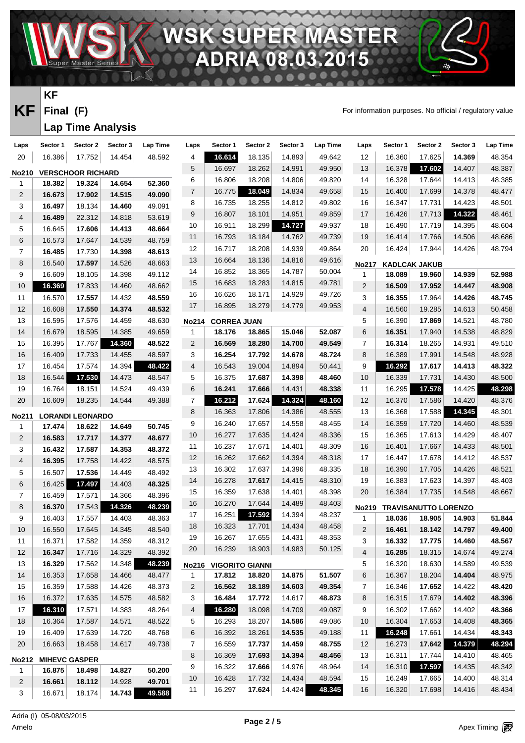# WSK SUPER MASTER
## ADRIA 08.03.2015

**KF**

**KF Final (F)**

**Lap Time Analysis**

For information purposes. No official / regulatory value

| Laps | Sector 1 | Sector 2 | Sector 3 | Lap Time |
|---|---|---|---|---|
| 20 | 16.386 | 17.752 | 14.454 | 48.592 |
| **No210** | **VERSCHOOR RICHARD** | | | |
| 1 | **18.382** | **19.324** | **14.654** | **52.360** |
| 2 | **16.673** | **17.902** | **14.515** | **49.090** |
| 3 | **16.497** | 18.134 | **14.460** | 49.091 |
| 4 | **16.489** | 22.312 | 14.818 | 53.619 |
| 5 | 16.645 | **17.606** | **14.413** | **48.664** |
| 6 | 16.573 | 17.647 | 14.539 | 48.759 |
| 7 | **16.485** | 17.730 | **14.398** | **48.613** |
| 8 | 16.540 | **17.597** | 14.526 | 48.663 |
| 9 | 16.609 | 18.105 | 14.398 | 49.112 |
| 10 | **16.369** | 17.833 | 14.460 | 48.662 |
| 11 | 16.570 | **17.557** | 14.432 | **48.559** |
| 12 | 16.608 | **17.550** | **14.374** | **48.532** |
| 13 | 16.595 | 17.576 | 14.459 | 48.630 |
| 14 | 16.679 | 18.595 | 14.385 | 49.659 |
| 15 | 16.395 | 17.767 | **14.360** | **48.522** |
| 16 | 16.409 | 17.733 | 14.455 | 48.597 |
| 17 | 16.454 | 17.574 | 14.394 | **48.422** |
| 18 | 16.544 | **17.530** | 14.473 | 48.547 |
| 19 | 16.764 | 18.151 | 14.524 | 49.439 |
| 20 | 16.609 | 18.235 | 14.544 | 49.388 |
| **No211** | **LORANDI LEONARDO** | | | |
| 1 | **17.474** | **18.622** | **14.649** | **50.745** |
| 2 | **16.583** | **17.717** | **14.377** | **48.677** |
| 3 | **16.432** | **17.587** | **14.353** | **48.372** |
| 4 | **16.395** | 17.758 | 14.422 | 48.575 |
| 5 | 16.507 | **17.536** | 14.449 | 48.492 |
| 6 | 16.425 | **17.497** | 14.403 | **48.325** |
| 7 | 16.459 | 17.571 | 14.366 | 48.396 |
| 8 | **16.370** | 17.543 | **14.326** | **48.239** |
| 9 | 16.403 | 17.557 | 14.403 | 48.363 |
| 10 | 16.550 | 17.645 | 14.345 | 48.540 |
| 11 | 16.371 | 17.582 | 14.359 | 48.312 |
| 12 | **16.347** | 17.716 | 14.329 | 48.392 |
| 13 | **16.329** | 17.562 | 14.348 | **48.239** |
| 14 | 16.353 | 17.658 | 14.466 | 48.477 |
| 15 | 16.359 | 17.588 | 14.426 | 48.373 |
| 16 | 16.372 | 17.635 | 14.575 | 48.582 |
| 17 | **16.310** | 17.571 | 14.383 | 48.264 |
| 18 | 16.364 | 17.587 | 14.571 | 48.522 |
| 19 | 16.409 | 17.639 | 14.720 | 48.768 |
| 20 | 16.663 | 18.458 | 14.617 | 49.738 |
| **No212** | **MIHEVC GASPER** | | | |
| 1 | **16.875** | **18.498** | **14.827** | **50.200** |
| 2 | **16.661** | **18.112** | 14.928 | **49.701** |
| 3 | 16.671 | 18.174 | **14.743** | **49.588** |
| 4 | **16.614** | 18.135 | 14.893 | 49.642 |
| 5 | 16.697 | 18.262 | 14.991 | 49.950 |
| 6 | 16.806 | 18.208 | 14.806 | 49.820 |
| 7 | 16.775 | **18.049** | 14.834 | 49.658 |
| 8 | 16.735 | 18.255 | 14.812 | 49.802 |
| 9 | 16.807 | 18.101 | 14.951 | 49.859 |
| 10 | 16.911 | 18.299 | **14.727** | 49.937 |
| 11 | 16.793 | 18.184 | 14.762 | 49.739 |
| 12 | 16.717 | 18.208 | 14.939 | 49.864 |
| 13 | 16.664 | 18.136 | 14.816 | 49.616 |
| 14 | 16.852 | 18.365 | 14.787 | 50.004 |
| 15 | 16.683 | 18.283 | 14.815 | 49.781 |
| 16 | 16.626 | 18.171 | 14.929 | 49.726 |
| 17 | 16.895 | 18.279 | 14.779 | 49.953 |
| **No214** | **CORREA JUAN** | | | |
| 1 | **18.176** | **18.865** | **15.046** | **52.087** |
| 2 | **16.569** | **18.280** | **14.700** | **49.549** |
| 3 | **16.254** | **17.792** | **14.678** | **48.724** |
| 4 | 16.543 | 19.004 | 14.894 | 50.441 |
| 5 | 16.375 | **17.687** | **14.398** | **48.460** |
| 6 | **16.241** | **17.666** | 14.431 | **48.338** |
| 7 | **16.212** | **17.624** | **14.324** | **48.160** |
| 8 | 16.363 | 17.806 | 14.386 | 48.555 |
| 9 | 16.240 | 17.657 | 14.558 | 48.455 |
| 10 | 16.277 | 17.635 | 14.424 | 48.336 |
| 11 | 16.237 | 17.671 | 14.401 | 48.309 |
| 12 | 16.262 | 17.662 | 14.394 | 48.318 |
| 13 | 16.302 | 17.637 | 14.396 | 48.335 |
| 14 | 16.278 | **17.617** | 14.415 | 48.310 |
| 15 | 16.359 | 17.638 | 14.401 | 48.398 |
| 16 | 16.270 | 17.644 | 14.489 | 48.403 |
| 17 | 16.251 | **17.592** | 14.394 | 48.237 |
| 18 | 16.323 | 17.701 | 14.434 | 48.458 |
| 19 | 16.267 | 17.655 | 14.431 | 48.353 |
| 20 | 16.239 | 18.903 | 14.983 | 50.125 |
| **No216** | **VIGORITO GIANNI** | | | |
| 1 | **17.812** | **18.820** | **14.875** | **51.507** |
| 2 | **16.562** | **18.189** | **14.603** | **49.354** |
| 3 | **16.484** | **17.772** | 14.617 | **48.873** |
| 4 | **16.280** | 18.098 | 14.709 | 49.087 |
| 5 | 16.293 | 18.207 | **14.586** | 49.086 |
| 6 | 16.392 | 18.261 | **14.535** | 49.188 |
| 7 | 16.559 | **17.737** | **14.459** | **48.755** |
| 8 | 16.369 | **17.693** | **14.394** | **48.456** |
| 9 | 16.322 | **17.666** | 14.976 | 48.964 |
| 10 | 16.428 | 17.732 | 14.434 | 48.594 |
| 11 | 16.297 | **17.624** | 14.424 | **48.345** |
| 12 | 16.360 | 17.625 | **14.369** | 48.354 |
| 13 | 16.378 | **17.602** | 14.407 | 48.387 |
| 14 | 16.328 | 17.644 | 14.413 | 48.385 |
| 15 | 16.400 | 17.699 | 14.378 | 48.477 |
| 16 | 16.347 | 17.731 | 14.423 | 48.501 |
| 17 | 16.426 | 17.713 | **14.322** | 48.461 |
| 18 | 16.490 | 17.719 | 14.395 | 48.604 |
| 19 | 16.414 | 17.766 | 14.506 | 48.686 |
| 20 | 16.424 | 17.944 | 14.426 | 48.794 |
| **No217** | **KADLCAK JAKUB** | | | |
| 1 | **18.089** | **19.960** | **14.939** | **52.988** |
| 2 | **16.509** | **17.952** | **14.447** | **48.908** |
| 3 | **16.355** | 17.964 | **14.426** | **48.745** |
| 4 | 16.560 | 19.285 | 14.613 | 50.458 |
| 5 | 16.390 | **17.869** | 14.521 | 48.780 |
| 6 | **16.351** | 17.940 | 14.538 | 48.829 |
| 7 | **16.314** | 18.265 | 14.931 | 49.510 |
| 8 | 16.389 | 17.991 | 14.548 | 48.928 |
| 9 | **16.292** | **17.617** | **14.413** | **48.322** |
| 10 | 16.339 | 17.731 | 14.430 | 48.500 |
| 11 | 16.295 | **17.578** | 14.425 | **48.298** |
| 12 | 16.370 | 17.586 | 14.420 | 48.376 |
| 13 | 16.368 | 17.588 | **14.345** | 48.301 |
| 14 | 16.359 | 17.720 | 14.460 | 48.539 |
| 15 | 16.365 | 17.613 | 14.429 | 48.407 |
| 16 | 16.401 | 17.667 | 14.433 | 48.501 |
| 17 | 16.447 | 17.678 | 14.412 | 48.537 |
| 18 | 16.390 | 17.705 | 14.426 | 48.521 |
| 19 | 16.383 | 17.623 | 14.397 | 48.403 |
| 20 | 16.384 | 17.735 | 14.548 | 48.667 |
| **No219** | **TRAVISANUTTO LORENZO** | | | |
| 1 | **18.036** | **18.905** | **14.903** | **51.844** |
| 2 | **16.461** | **18.142** | **14.797** | **49.400** |
| 3 | **16.332** | **17.775** | **14.460** | **48.567** |
| 4 | **16.285** | 18.315 | 14.674 | 49.274 |
| 5 | 16.320 | 18.630 | 14.589 | 49.539 |
| 6 | 16.367 | 18.204 | **14.404** | 48.975 |
| 7 | 16.346 | **17.652** | 14.422 | **48.420** |
| 8 | 16.315 | 17.679 | **14.402** | **48.396** |
| 9 | 16.302 | 17.662 | 14.402 | **48.366** |
| 10 | 16.304 | 17.653 | 14.408 | **48.365** |
| 11 | **16.248** | 17.661 | 14.434 | **48.343** |
| 12 | 16.273 | **17.642** | **14.379** | **48.294** |
| 13 | 16.311 | 17.744 | 14.410 | 48.465 |
| 14 | 16.310 | **17.597** | 14.435 | 48.342 |
| 15 | 16.249 | 17.665 | 14.400 | 48.314 |
| 16 | 16.320 | 17.698 | 14.416 | 48.434 |

Adria (I) 05-08/03/2015
Arnelo

Apex Timing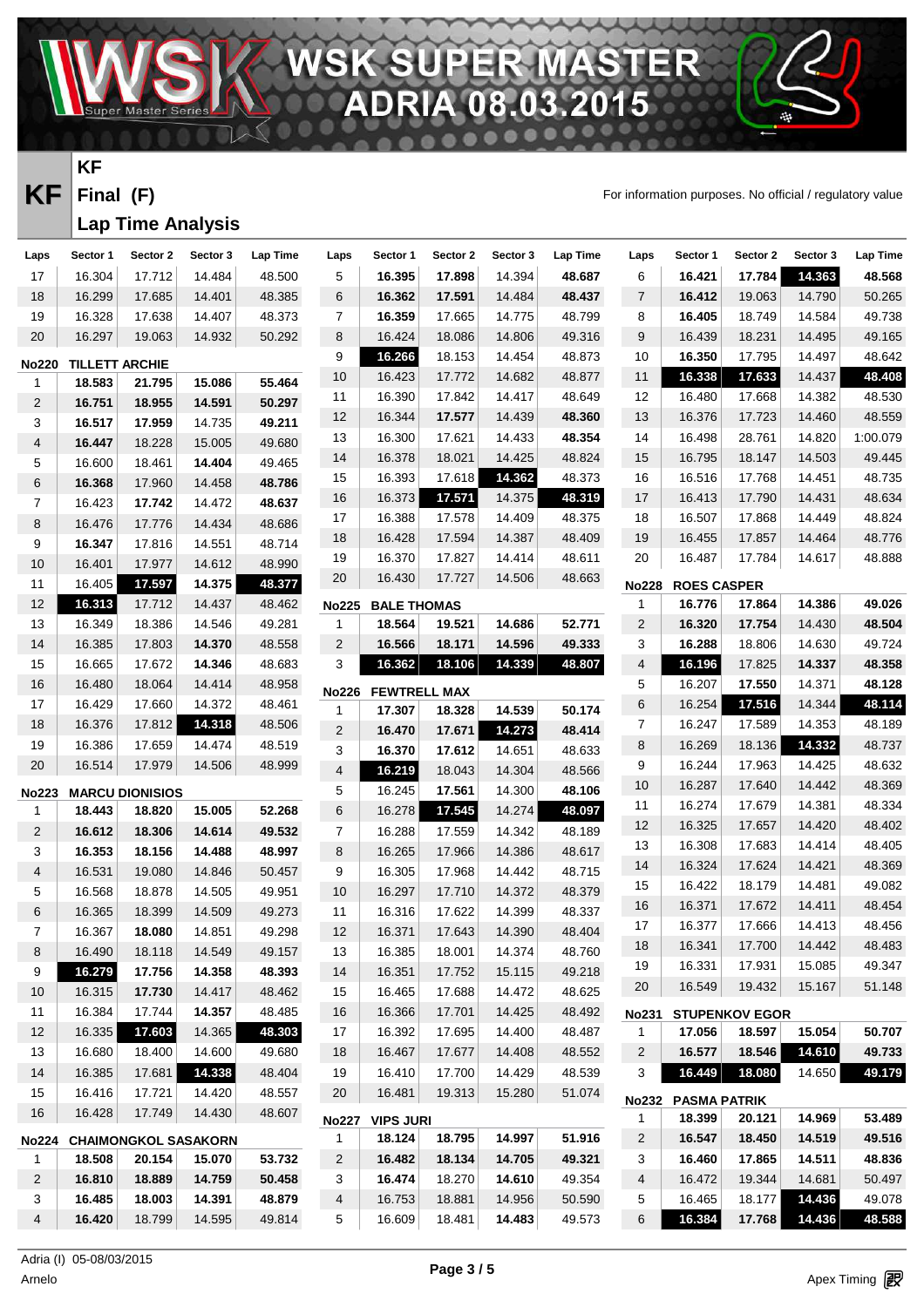# WSK SUPER MASTER
## ADRIA 08.03.2015

**KF**

**Final (F)**

**Lap Time Analysis**

For information purposes. No official / regulatory value

| Laps | Sector 1 | Sector 2 | Sector 3 | Lap Time |
|---|---|---|---|---|
| 17 | 16.304 | 17.712 | 14.484 | 48.500 |
| 18 | 16.299 | 17.685 | 14.401 | 48.385 |
| 19 | 16.328 | 17.638 | 14.407 | 48.373 |
| 20 | 16.297 | 19.063 | 14.932 | 50.292 |

**No220 TILLETT ARCHIE**

| Laps | Sector 1 | Sector 2 | Sector 3 | Lap Time |
|---|---|---|---|---|
| 1 | 18.583 | 21.795 | 15.086 | 55.464 |
| 2 | 16.751 | 18.955 | 14.591 | 50.297 |
| 3 | 16.517 | 17.959 | 14.735 | 49.211 |
| 4 | 16.447 | 18.228 | 15.005 | 49.680 |
| 5 | 16.600 | 18.461 | 14.404 | 49.465 |
| 6 | 16.368 | 17.960 | 14.458 | 48.786 |
| 7 | 16.423 | 17.742 | 14.472 | 48.637 |
| 8 | 16.476 | 17.776 | 14.434 | 48.686 |
| 9 | 16.347 | 17.816 | 14.551 | 48.714 |
| 10 | 16.401 | 17.977 | 14.612 | 48.990 |
| 11 | 16.405 | 17.597 | 14.375 | 48.377 |
| 12 | 16.313 | 17.712 | 14.437 | 48.462 |
| 13 | 16.349 | 18.386 | 14.546 | 49.281 |
| 14 | 16.385 | 17.803 | 14.370 | 48.558 |
| 15 | 16.665 | 17.672 | 14.346 | 48.683 |
| 16 | 16.480 | 18.064 | 14.414 | 48.958 |
| 17 | 16.429 | 17.660 | 14.372 | 48.461 |
| 18 | 16.376 | 17.812 | 14.318 | 48.506 |
| 19 | 16.386 | 17.659 | 14.474 | 48.519 |
| 20 | 16.514 | 17.979 | 14.506 | 48.999 |

**No223 MARCU DIONISIOS**

| Laps | Sector 1 | Sector 2 | Sector 3 | Lap Time |
|---|---|---|---|---|
| 1 | 18.443 | 18.820 | 15.005 | 52.268 |
| 2 | 16.612 | 18.306 | 14.614 | 49.532 |
| 3 | 16.353 | 18.156 | 14.488 | 48.997 |
| 4 | 16.531 | 19.080 | 14.846 | 50.457 |
| 5 | 16.568 | 18.878 | 14.505 | 49.951 |
| 6 | 16.365 | 18.399 | 14.509 | 49.273 |
| 7 | 16.367 | 18.080 | 14.851 | 49.298 |
| 8 | 16.490 | 18.118 | 14.549 | 49.157 |
| 9 | 16.279 | 17.756 | 14.358 | 48.393 |
| 10 | 16.315 | 17.730 | 14.417 | 48.462 |
| 11 | 16.384 | 17.744 | 14.357 | 48.485 |
| 12 | 16.335 | 17.603 | 14.365 | 48.303 |
| 13 | 16.680 | 18.400 | 14.600 | 49.680 |
| 14 | 16.385 | 17.681 | 14.338 | 48.404 |
| 15 | 16.416 | 17.721 | 14.420 | 48.557 |
| 16 | 16.428 | 17.749 | 14.430 | 48.607 |

**No224 CHAIMONGKOL SASAKORN**

| Laps | Sector 1 | Sector 2 | Sector 3 | Lap Time |
|---|---|---|---|---|
| 1 | 18.508 | 20.154 | 15.070 | 53.732 |
| 2 | 16.810 | 18.889 | 14.759 | 50.458 |
| 3 | 16.485 | 18.003 | 14.391 | 48.879 |
| 4 | 16.420 | 18.799 | 14.595 | 49.814 |

| Laps | Sector 1 | Sector 2 | Sector 3 | Lap Time |
|---|---|---|---|---|
| 5 | 16.395 | 17.898 | 14.394 | 48.687 |
| 6 | 16.362 | 17.591 | 14.484 | 48.437 |
| 7 | 16.359 | 17.665 | 14.775 | 48.799 |
| 8 | 16.424 | 18.086 | 14.806 | 49.316 |
| 9 | 16.266 | 18.153 | 14.454 | 48.873 |
| 10 | 16.423 | 17.772 | 14.682 | 48.877 |
| 11 | 16.390 | 17.842 | 14.417 | 48.649 |
| 12 | 16.344 | 17.577 | 14.439 | 48.360 |
| 13 | 16.300 | 17.621 | 14.433 | 48.354 |
| 14 | 16.378 | 18.021 | 14.425 | 48.824 |
| 15 | 16.393 | 17.618 | 14.362 | 48.373 |
| 16 | 16.373 | 17.571 | 14.375 | 48.319 |
| 17 | 16.388 | 17.578 | 14.409 | 48.375 |
| 18 | 16.428 | 17.594 | 14.387 | 48.409 |
| 19 | 16.370 | 17.827 | 14.414 | 48.611 |
| 20 | 16.430 | 17.727 | 14.506 | 48.663 |

**No225 BALE THOMAS**

| Laps | Sector 1 | Sector 2 | Sector 3 | Lap Time |
|---|---|---|---|---|
| 1 | 18.564 | 19.521 | 14.686 | 52.771 |
| 2 | 16.566 | 18.171 | 14.596 | 49.333 |
| 3 | 16.362 | 18.106 | 14.339 | 48.807 |

**No226 FEWTRELL MAX**

| Laps | Sector 1 | Sector 2 | Sector 3 | Lap Time |
|---|---|---|---|---|
| 1 | 17.307 | 18.328 | 14.539 | 50.174 |
| 2 | 16.470 | 17.671 | 14.273 | 48.414 |
| 3 | 16.370 | 17.612 | 14.651 | 48.633 |
| 4 | 16.219 | 18.043 | 14.304 | 48.566 |
| 5 | 16.245 | 17.561 | 14.300 | 48.106 |
| 6 | 16.278 | 17.545 | 14.274 | 48.097 |
| 7 | 16.288 | 17.559 | 14.342 | 48.189 |
| 8 | 16.265 | 17.966 | 14.386 | 48.617 |
| 9 | 16.305 | 17.968 | 14.442 | 48.715 |
| 10 | 16.297 | 17.710 | 14.372 | 48.379 |
| 11 | 16.316 | 17.622 | 14.399 | 48.337 |
| 12 | 16.371 | 17.643 | 14.390 | 48.404 |
| 13 | 16.385 | 18.001 | 14.374 | 48.760 |
| 14 | 16.351 | 17.752 | 15.115 | 49.218 |
| 15 | 16.465 | 17.688 | 14.472 | 48.625 |
| 16 | 16.366 | 17.701 | 14.425 | 48.492 |
| 17 | 16.392 | 17.695 | 14.400 | 48.487 |
| 18 | 16.467 | 17.677 | 14.408 | 48.552 |
| 19 | 16.410 | 17.700 | 14.429 | 48.539 |
| 20 | 16.481 | 19.313 | 15.280 | 51.074 |

**No227 VIPS JURI**

| Laps | Sector 1 | Sector 2 | Sector 3 | Lap Time |
|---|---|---|---|---|
| 1 | 18.124 | 18.795 | 14.997 | 51.916 |
| 2 | 16.482 | 18.134 | 14.705 | 49.321 |
| 3 | 16.474 | 18.270 | 14.610 | 49.354 |
| 4 | 16.753 | 18.881 | 14.956 | 50.590 |
| 5 | 16.609 | 18.481 | 14.483 | 49.573 |

| Laps | Sector 1 | Sector 2 | Sector 3 | Lap Time |
|---|---|---|---|---|
| 6 | 16.421 | 17.784 | 14.363 | 48.568 |
| 7 | 16.412 | 19.063 | 14.790 | 50.265 |
| 8 | 16.405 | 18.749 | 14.584 | 49.738 |
| 9 | 16.439 | 18.231 | 14.495 | 49.165 |
| 10 | 16.350 | 17.795 | 14.497 | 48.642 |
| 11 | 16.338 | 17.633 | 14.437 | 48.408 |
| 12 | 16.480 | 17.668 | 14.382 | 48.530 |
| 13 | 16.376 | 17.723 | 14.460 | 48.559 |
| 14 | 16.498 | 28.761 | 14.820 | 1:00.079 |
| 15 | 16.795 | 18.147 | 14.503 | 49.445 |
| 16 | 16.516 | 17.768 | 14.451 | 48.735 |
| 17 | 16.413 | 17.790 | 14.431 | 48.634 |
| 18 | 16.507 | 17.868 | 14.449 | 48.824 |
| 19 | 16.455 | 17.857 | 14.464 | 48.776 |
| 20 | 16.487 | 17.784 | 14.617 | 48.888 |

**No228 ROES CASPER**

| Laps | Sector 1 | Sector 2 | Sector 3 | Lap Time |
|---|---|---|---|---|
| 1 | 16.776 | 17.864 | 14.386 | 49.026 |
| 2 | 16.320 | 17.754 | 14.430 | 48.504 |
| 3 | 16.288 | 18.806 | 14.630 | 49.724 |
| 4 | 16.196 | 17.825 | 14.337 | 48.358 |
| 5 | 16.207 | 17.550 | 14.371 | 48.128 |
| 6 | 16.254 | 17.516 | 14.344 | 48.114 |
| 7 | 16.247 | 17.589 | 14.353 | 48.189 |
| 8 | 16.269 | 18.136 | 14.332 | 48.737 |
| 9 | 16.244 | 17.963 | 14.425 | 48.632 |
| 10 | 16.287 | 17.640 | 14.442 | 48.369 |
| 11 | 16.274 | 17.679 | 14.381 | 48.334 |
| 12 | 16.325 | 17.657 | 14.420 | 48.402 |
| 13 | 16.308 | 17.683 | 14.414 | 48.405 |
| 14 | 16.324 | 17.624 | 14.421 | 48.369 |
| 15 | 16.422 | 18.179 | 14.481 | 49.082 |
| 16 | 16.371 | 17.672 | 14.411 | 48.454 |
| 17 | 16.377 | 17.666 | 14.413 | 48.456 |
| 18 | 16.341 | 17.700 | 14.442 | 48.483 |
| 19 | 16.331 | 17.931 | 15.085 | 49.347 |
| 20 | 16.549 | 19.432 | 15.167 | 51.148 |

**No231 STUPENKOV EGOR**

| Laps | Sector 1 | Sector 2 | Sector 3 | Lap Time |
|---|---|---|---|---|
| 1 | 17.056 | 18.597 | 15.054 | 50.707 |
| 2 | 16.577 | 18.546 | 14.610 | 49.733 |
| 3 | 16.449 | 18.080 | 14.650 | 49.179 |

**No232 PASMA PATRIK**

| Laps | Sector 1 | Sector 2 | Sector 3 | Lap Time |
|---|---|---|---|---|
| 1 | 18.399 | 20.121 | 14.969 | 53.489 |
| 2 | 16.547 | 18.450 | 14.519 | 49.516 |
| 3 | 16.460 | 17.865 | 14.511 | 48.836 |
| 4 | 16.472 | 19.344 | 14.681 | 50.497 |
| 5 | 16.465 | 18.177 | 14.436 | 49.078 |
| 6 | 16.384 | 17.768 | 14.436 | 48.588 |

Adria (I) 05-08/03/2015
Arnelo

Apex Timing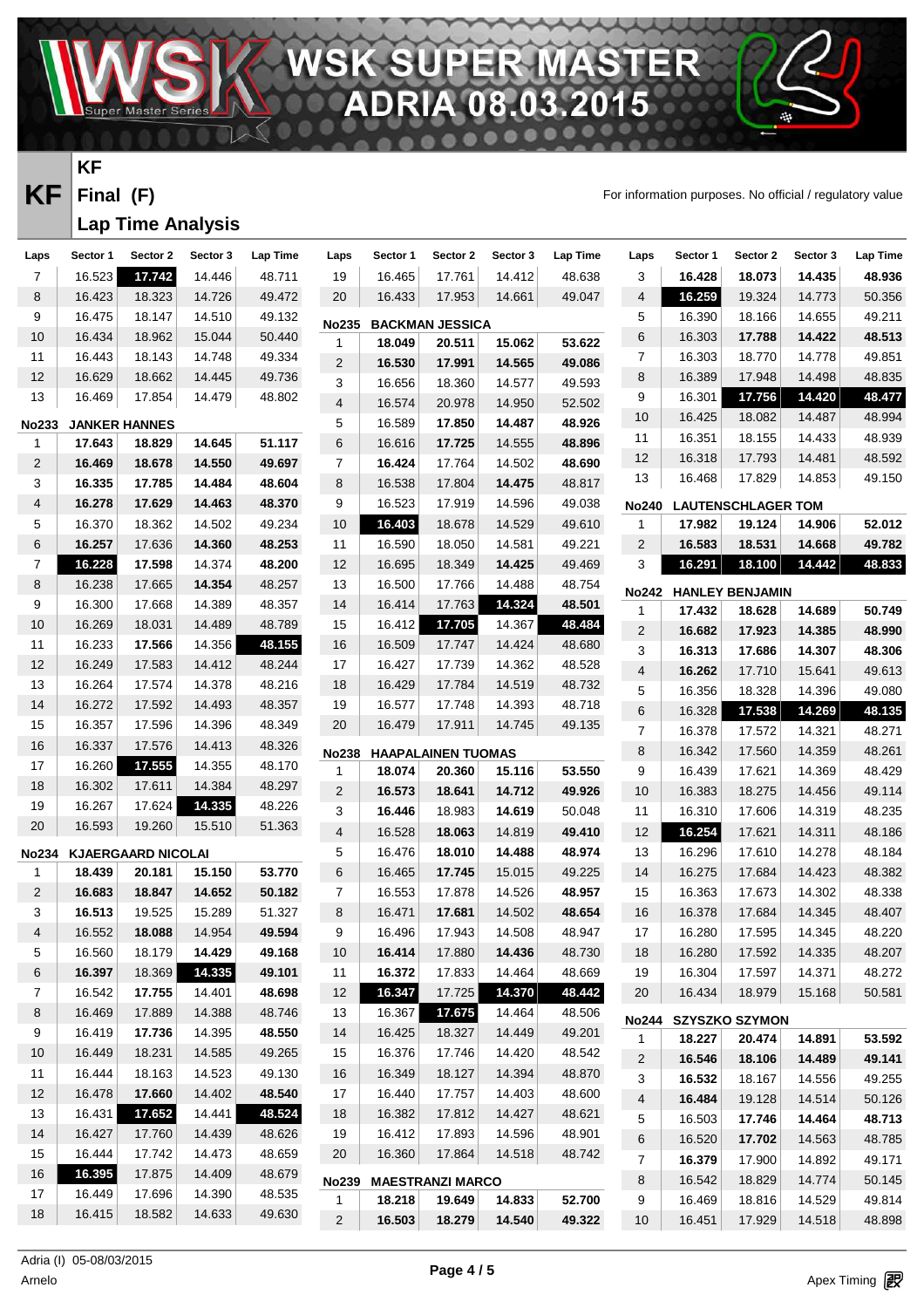# WSK SUPER MASTER ADRIA 08.03.2015

## KF

## Final (F)

## Lap Time Analysis

For information purposes. No official / regulatory value

| Laps | Sector 1 | Sector 2 | Sector 3 | Lap Time |
|---|---|---|---|---|
| 7 | 16.523 | **17.742** | 14.446 | 48.711 |
| 8 | 16.423 | 18.323 | 14.726 | 49.472 |
| 9 | 16.475 | 18.147 | 14.510 | 49.132 |
| 10 | 16.434 | 18.962 | 15.044 | 50.440 |
| 11 | 16.443 | 18.143 | 14.748 | 49.334 |
| 12 | 16.629 | 18.662 | 14.445 | 49.736 |
| 13 | 16.469 | 17.854 | 14.479 | 48.802 |

**No233 JANKER HANNES**

| Laps | Sector 1 | Sector 2 | Sector 3 | Lap Time |
|---|---|---|---|---|
| 1 | **17.643** | **18.829** | **14.645** | **51.117** |
| 2 | **16.469** | **18.678** | **14.550** | **49.697** |
| 3 | **16.335** | **17.785** | **14.484** | **48.604** |
| 4 | **16.278** | **17.629** | **14.463** | **48.370** |
| 5 | 16.370 | 18.362 | 14.502 | 49.234 |
| 6 | **16.257** | 17.636 | **14.360** | **48.253** |
| 7 | **16.228** | **17.598** | 14.374 | **48.200** |
| 8 | 16.238 | 17.665 | **14.354** | 48.257 |
| 9 | 16.300 | 17.668 | 14.389 | 48.357 |
| 10 | 16.269 | 18.031 | 14.489 | 48.789 |
| 11 | 16.233 | **17.566** | 14.356 | **48.155** |
| 12 | 16.249 | 17.583 | 14.412 | 48.244 |
| 13 | 16.264 | 17.574 | 14.378 | 48.216 |
| 14 | 16.272 | 17.592 | 14.493 | 48.357 |
| 15 | 16.357 | 17.596 | 14.396 | 48.349 |
| 16 | 16.337 | 17.576 | 14.413 | 48.326 |
| 17 | 16.260 | **17.555** | 14.355 | 48.170 |
| 18 | 16.302 | 17.611 | 14.384 | 48.297 |
| 19 | 16.267 | 17.624 | **14.335** | 48.226 |
| 20 | 16.593 | 19.260 | 15.510 | 51.363 |

**No234 KJAERGAARD NICOLAI**

| Laps | Sector 1 | Sector 2 | Sector 3 | Lap Time |
|---|---|---|---|---|
| 1 | **18.439** | **20.181** | **15.150** | **53.770** |
| 2 | **16.683** | **18.847** | **14.652** | **50.182** |
| 3 | **16.513** | 19.525 | 15.289 | 51.327 |
| 4 | 16.552 | **18.088** | 14.954 | **49.594** |
| 5 | 16.560 | 18.179 | **14.429** | **49.168** |
| 6 | **16.397** | 18.369 | **14.335** | **49.101** |
| 7 | 16.542 | **17.755** | 14.401 | **48.698** |
| 8 | 16.469 | 17.889 | 14.388 | 48.746 |
| 9 | 16.419 | **17.736** | 14.395 | **48.550** |
| 10 | 16.449 | 18.231 | 14.585 | 49.265 |
| 11 | 16.444 | 18.163 | 14.523 | 49.130 |
| 12 | 16.478 | **17.660** | 14.402 | **48.540** |
| 13 | 16.431 | **17.652** | 14.441 | **48.524** |
| 14 | 16.427 | 17.760 | 14.439 | 48.626 |
| 15 | 16.444 | 17.742 | 14.473 | 48.659 |
| 16 | **16.395** | 17.875 | 14.409 | 48.679 |
| 17 | 16.449 | 17.696 | 14.390 | 48.535 |
| 18 | 16.415 | 18.582 | 14.633 | 49.630 |
| 19 | 16.465 | 17.761 | 14.412 | 48.638 |
| 20 | 16.433 | 17.953 | 14.661 | 49.047 |

**No235 BACKMAN JESSICA**

| Laps | Sector 1 | Sector 2 | Sector 3 | Lap Time |
|---|---|---|---|---|
| 1 | **18.049** | **20.511** | **15.062** | **53.622** |
| 2 | **16.530** | **17.991** | **14.565** | **49.086** |
| 3 | 16.656 | 18.360 | 14.577 | 49.593 |
| 4 | 16.574 | 20.978 | 14.950 | 52.502 |
| 5 | 16.589 | **17.850** | **14.487** | **48.926** |
| 6 | 16.616 | **17.725** | 14.555 | **48.896** |
| 7 | **16.424** | 17.764 | 14.502 | **48.690** |
| 8 | 16.538 | 17.804 | **14.475** | 48.817 |
| 9 | 16.523 | 17.919 | 14.596 | 49.038 |
| 10 | **16.403** | 18.678 | 14.529 | 49.610 |
| 11 | 16.590 | 18.050 | 14.581 | 49.221 |
| 12 | 16.695 | 18.349 | **14.425** | 49.469 |
| 13 | 16.500 | 17.766 | 14.488 | 48.754 |
| 14 | 16.414 | 17.763 | **14.324** | **48.501** |
| 15 | 16.412 | **17.705** | 14.367 | **48.484** |
| 16 | 16.509 | 17.747 | 14.424 | 48.680 |
| 17 | 16.427 | 17.739 | 14.362 | 48.528 |
| 18 | 16.429 | 17.784 | 14.519 | 48.732 |
| 19 | 16.577 | 17.748 | 14.393 | 48.718 |
| 20 | 16.479 | 17.911 | 14.745 | 49.135 |

**No238 HAAPALAINEN TUOMAS**

| Laps | Sector 1 | Sector 2 | Sector 3 | Lap Time |
|---|---|---|---|---|
| 1 | **18.074** | **20.360** | **15.116** | **53.550** |
| 2 | **16.573** | **18.641** | **14.712** | **49.926** |
| 3 | **16.446** | 18.983 | **14.619** | 50.048 |
| 4 | 16.528 | **18.063** | 14.819 | **49.410** |
| 5 | 16.476 | **18.010** | **14.488** | **48.974** |
| 6 | 16.465 | **17.745** | 15.015 | 49.225 |
| 7 | 16.553 | 17.878 | 14.526 | **48.957** |
| 8 | 16.471 | **17.681** | 14.502 | **48.654** |
| 9 | 16.496 | 17.943 | 14.508 | 48.947 |
| 10 | **16.414** | 17.880 | **14.436** | 48.730 |
| 11 | **16.372** | 17.833 | 14.464 | 48.669 |
| 12 | **16.347** | 17.725 | **14.370** | **48.442** |
| 13 | 16.367 | **17.675** | 14.464 | 48.506 |
| 14 | 16.425 | 18.327 | 14.449 | 49.201 |
| 15 | 16.376 | 17.746 | 14.420 | 48.542 |
| 16 | 16.349 | 18.127 | 14.394 | 48.870 |
| 17 | 16.440 | 17.757 | 14.403 | 48.600 |
| 18 | 16.382 | 17.812 | 14.427 | 48.621 |
| 19 | 16.412 | 17.893 | 14.596 | 48.901 |
| 20 | 16.360 | 17.864 | 14.518 | 48.742 |

**No239 MAESTRANZI MARCO**

| Laps | Sector 1 | Sector 2 | Sector 3 | Lap Time |
|---|---|---|---|---|
| 1 | **18.218** | **19.649** | **14.833** | **52.700** |
| 2 | **16.503** | **18.279** | **14.540** | **49.322** |
| 3 | **16.428** | **18.073** | **14.435** | **48.936** |
| 4 | **16.259** | 19.324 | 14.773 | 50.356 |
| 5 | 16.390 | 18.166 | 14.655 | 49.211 |
| 6 | 16.303 | **17.788** | **14.422** | **48.513** |
| 7 | 16.303 | 18.770 | 14.778 | 49.851 |
| 8 | 16.389 | 17.948 | 14.498 | 48.835 |
| 9 | 16.301 | **17.756** | **14.420** | **48.477** |
| 10 | 16.425 | 18.082 | 14.487 | 48.994 |
| 11 | 16.351 | 18.155 | 14.433 | 48.939 |
| 12 | 16.318 | 17.793 | 14.481 | 48.592 |
| 13 | 16.468 | 17.829 | 14.853 | 49.150 |

**No240 LAUTENSCHLAGER TOM**

| Laps | Sector 1 | Sector 2 | Sector 3 | Lap Time |
|---|---|---|---|---|
| 1 | **17.982** | **19.124** | **14.906** | **52.012** |
| 2 | **16.583** | **18.531** | **14.668** | **49.782** |
| 3 | **16.291** | **18.100** | **14.442** | **48.833** |

**No242 HANLEY BENJAMIN**

| Laps | Sector 1 | Sector 2 | Sector 3 | Lap Time |
|---|---|---|---|---|
| 1 | **17.432** | **18.628** | **14.689** | **50.749** |
| 2 | **16.682** | **17.923** | **14.385** | **48.990** |
| 3 | **16.313** | **17.686** | **14.307** | **48.306** |
| 4 | **16.262** | 17.710 | 15.641 | 49.613 |
| 5 | 16.356 | 18.328 | 14.396 | 49.080 |
| 6 | 16.328 | **17.538** | **14.269** | **48.135** |
| 7 | 16.378 | 17.572 | 14.321 | 48.271 |
| 8 | 16.342 | 17.560 | 14.359 | 48.261 |
| 9 | 16.439 | 17.621 | 14.369 | 48.429 |
| 10 | 16.383 | 18.275 | 14.456 | 49.114 |
| 11 | 16.310 | 17.606 | 14.319 | 48.235 |
| 12 | **16.254** | 17.621 | 14.311 | 48.186 |
| 13 | 16.296 | 17.610 | 14.278 | 48.184 |
| 14 | 16.275 | 17.684 | 14.423 | 48.382 |
| 15 | 16.363 | 17.673 | 14.302 | 48.338 |
| 16 | 16.378 | 17.684 | 14.345 | 48.407 |
| 17 | 16.280 | 17.595 | 14.345 | 48.220 |
| 18 | 16.280 | 17.592 | 14.335 | 48.207 |
| 19 | 16.304 | 17.597 | 14.371 | 48.272 |
| 20 | 16.434 | 18.979 | 15.168 | 50.581 |

**No244 SZYSZKO SZYMON**

| Laps | Sector 1 | Sector 2 | Sector 3 | Lap Time |
|---|---|---|---|---|
| 1 | **18.227** | **20.474** | **14.891** | **53.592** |
| 2 | **16.546** | **18.106** | **14.489** | **49.141** |
| 3 | **16.532** | 18.167 | 14.556 | 49.255 |
| 4 | **16.484** | 19.128 | 14.514 | 50.126 |
| 5 | 16.503 | **17.746** | **14.464** | **48.713** |
| 6 | 16.520 | **17.702** | 14.563 | 48.785 |
| 7 | **16.379** | 17.900 | 14.892 | 49.171 |
| 8 | 16.542 | 18.829 | 14.774 | 50.145 |
| 9 | 16.469 | 18.816 | 14.529 | 49.814 |
| 10 | 16.451 | 17.929 | 14.518 | 48.898 |

Adria (I) 05-08/03/2015
Arnelo

Apex Timing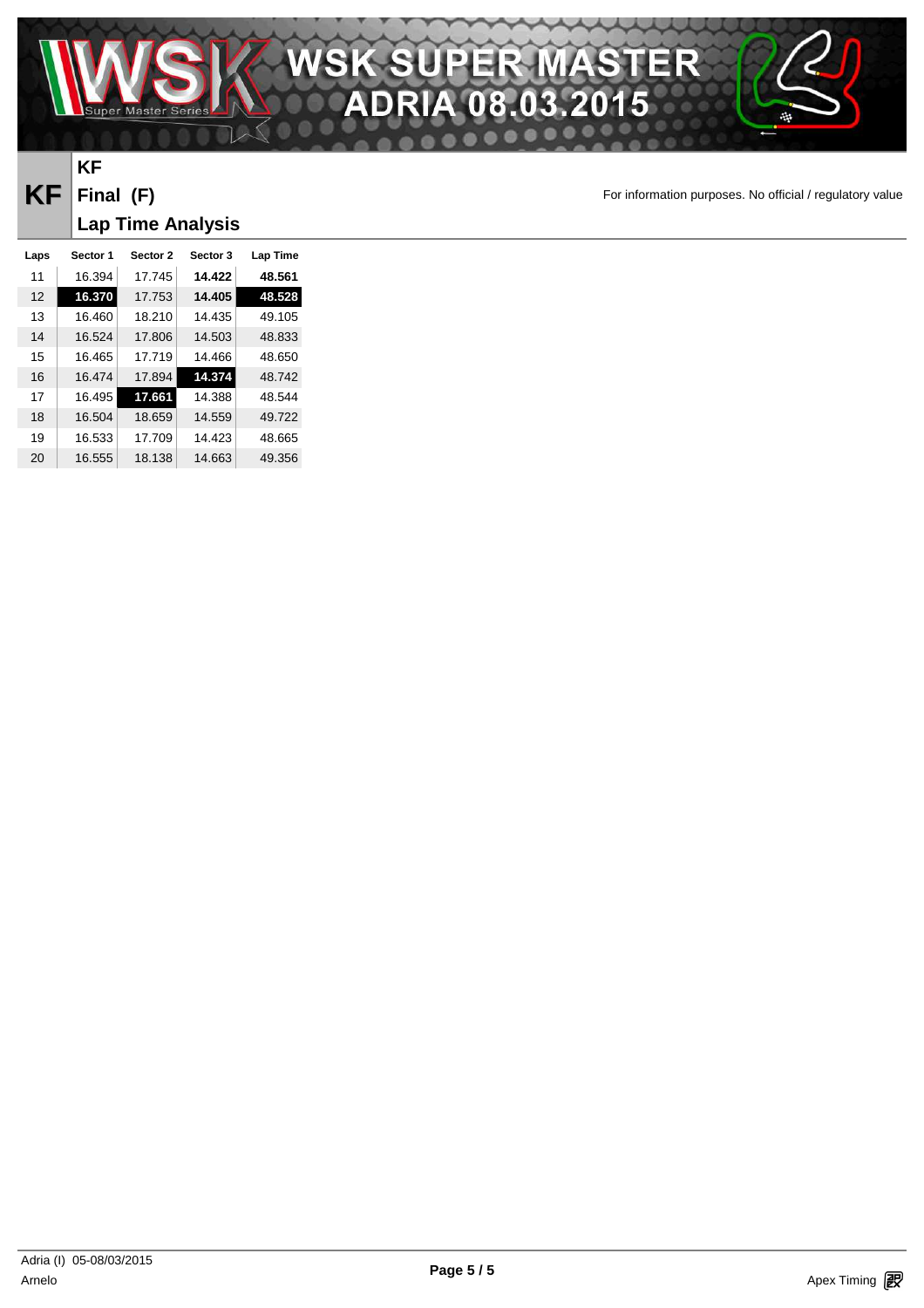# WSK SUPER MASTER
## ADRIA 08.03.2015

**KF**

**KF** **Final (F)**

**Lap Time Analysis**

For information purposes. No official / regulatory value

| Laps | Sector 1 | Sector 2 | Sector 3 | Lap Time |
|---|---|---|---|---|
| 11 | 16.394 | 17.745 | **14.422** | **48.561** |
| 12 | **16.370** | 17.753 | **14.405** | **48.528** |
| 13 | 16.460 | 18.210 | 14.435 | 49.105 |
| 14 | 16.524 | 17.806 | 14.503 | 48.833 |
| 15 | 16.465 | 17.719 | 14.466 | 48.650 |
| 16 | 16.474 | 17.894 | **14.374** | 48.742 |
| 17 | 16.495 | **17.661** | 14.388 | 48.544 |
| 18 | 16.504 | 18.659 | 14.559 | 49.722 |
| 19 | 16.533 | 17.709 | 14.423 | 48.665 |
| 20 | 16.555 | 18.138 | 14.663 | 49.356 |

Adria (I) 05-08/03/2015
Arnelo

Apex Timing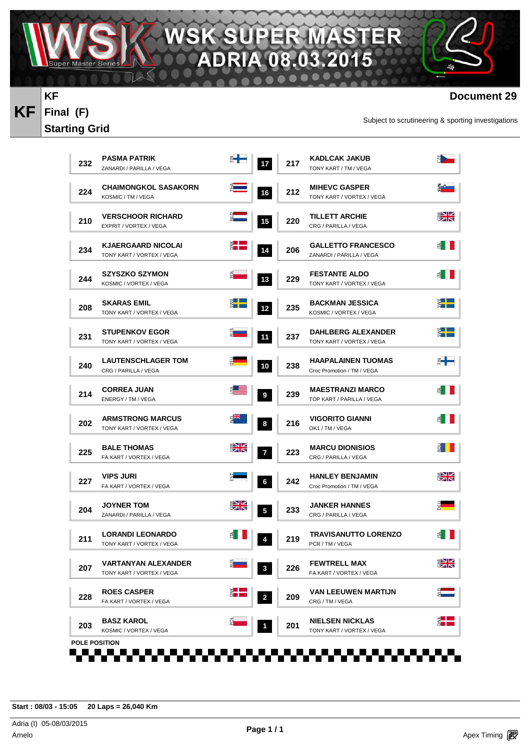# WSK SUPER MASTER
# ADRIA 08.03.2015

**KF**

**KF**

**Final (F)**

**Starting Grid**

**Document 29**

Subject to scrutineering & sporting investigations

| No. | Driver | Team / Engine / Tyre | Nat. | Row | No. | Driver | Team / Engine / Tyre | Nat. |
|---|---|---|---|---|---|---|---|---|
| 232 | PASMA PATRIK | ZANARDI / PARILLA / VEGA | FIN | 17 | 217 | KADLCAK JAKUB | TONY KART / TM / VEGA | CZE |
| 224 | CHAIMONGKOL SASAKORN | KOSMIC / TM / VEGA | THA | 16 | 212 | MIHEVC GASPER | TONY KART / VORTEX / VEGA | SVN |
| 210 | VERSCHOOR RICHARD | EXPRIT / VORTEX / VEGA | NLD | 15 | 220 | TILLETT ARCHIE | CRG / PARILLA / VEGA | GBR |
| 234 | KJAERGAARD NICOLAI | TONY KART / VORTEX / VEGA | DNK | 14 | 206 | GALLETTO FRANCESCO | ZANARDI / PARILLA / VEGA | ITA |
| 244 | SZYSZKO SZYMON | KOSMIC / VORTEX / VEGA | POL | 13 | 229 | FESTANTE ALDO | TONY KART / VORTEX / VEGA | ITA |
| 208 | SKARAS EMIL | TONY KART / VORTEX / VEGA | SWE | 12 | 235 | BACKMAN JESSICA | KOSMIC / VORTEX / VEGA | SWE |
| 231 | STUPENKOV EGOR | TONY KART / VORTEX / VEGA | RUS | 11 | 237 | DAHLBERG ALEXANDER | TONY KART / VORTEX / VEGA | SWE |
| 240 | LAUTENSCHLAGER TOM | CRG / PARILLA / VEGA | DEU | 10 | 238 | HAAPALAINEN TUOMAS | Croc Promotion / TM / VEGA | FIN |
| 214 | CORREA JUAN | ENERGY / TM / VEGA | USA | 9 | 239 | MAESTRANZI MARCO | TOP KART / PARILLA / VEGA | ITA |
| 202 | ARMSTRONG MARCUS | TONY KART / VORTEX / VEGA | NZL | 8 | 216 | VIGORITO GIANNI | OK1 / TM / VEGA | ITA |
| 225 | BALE THOMAS | FA KART / VORTEX / VEGA | GBR | 7 | 223 | MARCU DIONISIOS | CRG / PARILLA / VEGA | ROU |
| 227 | VIPS JURI | FA KART / VORTEX / VEGA | EST | 6 | 242 | HANLEY BENJAMIN | Croc Promotion / TM / VEGA | GBR |
| 204 | JOYNER TOM | ZANARDI / PARILLA / VEGA | GBR | 5 | 233 | JANKER HANNES | CRG / PARILLA / VEGA | DEU |
| 211 | LORANDI LEONARDO | TONY KART / VORTEX / VEGA | ITA | 4 | 219 | TRAVISANUTTO LORENZO | PCR / TM / VEGA | ITA |
| 207 | VARTANYAN ALEXANDER | TONY KART / VORTEX / VEGA | RUS | 3 | 226 | FEWTRELL MAX | FA KART / VORTEX / VEGA | GBR |
| 228 | ROES CASPER | FA KART / VORTEX / VEGA | DNK | 2 | 209 | VAN LEEUWEN MARTIJN | CRG / TM / VEGA | NLD |
| 203 | BASZ KAROL | KOSMIC / VORTEX / VEGA | POL | 1 | 201 | NIELSEN NICKLAS | TONY KART / VORTEX / VEGA | DNK |

POLE POSITION

**Start : 08/03 - 15:05 20 Laps = 26,040 Km**

Adria (I) 05-08/03/2015

Arnelo

**Page 1 / 1**

Apex Timing